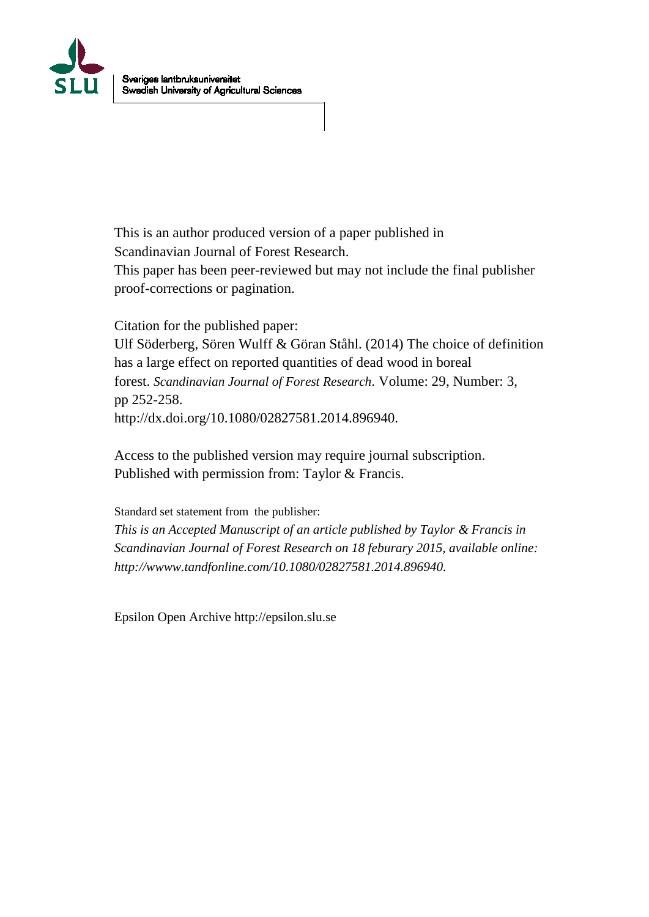Sveriges lantbruksuniversitet
Swedish University of Agricultural Sciences

This is an author produced version of a paper published in
Scandinavian Journal of Forest Research.
This paper has been peer-reviewed but may not include the final publisher proof-corrections or pagination.

Citation for the published paper:
Ulf Söderberg, Sören Wulff & Göran Ståhl. (2014) The choice of definition has a large effect on reported quantities of dead wood in boreal forest. *Scandinavian Journal of Forest Research*. Volume: 29, Number: 3, pp 252-258.
http://dx.doi.org/10.1080/02827581.2014.896940.

Access to the published version may require journal subscription.
Published with permission from: Taylor & Francis.

Standard set statement from the publisher:
*This is an Accepted Manuscript of an article published by Taylor & Francis in Scandinavian Journal of Forest Research on 18 feburary 2015, available online: http://wwww.tandfonline.com/10.1080/02827581.2014.896940.*

Epsilon Open Archive http://epsilon.slu.se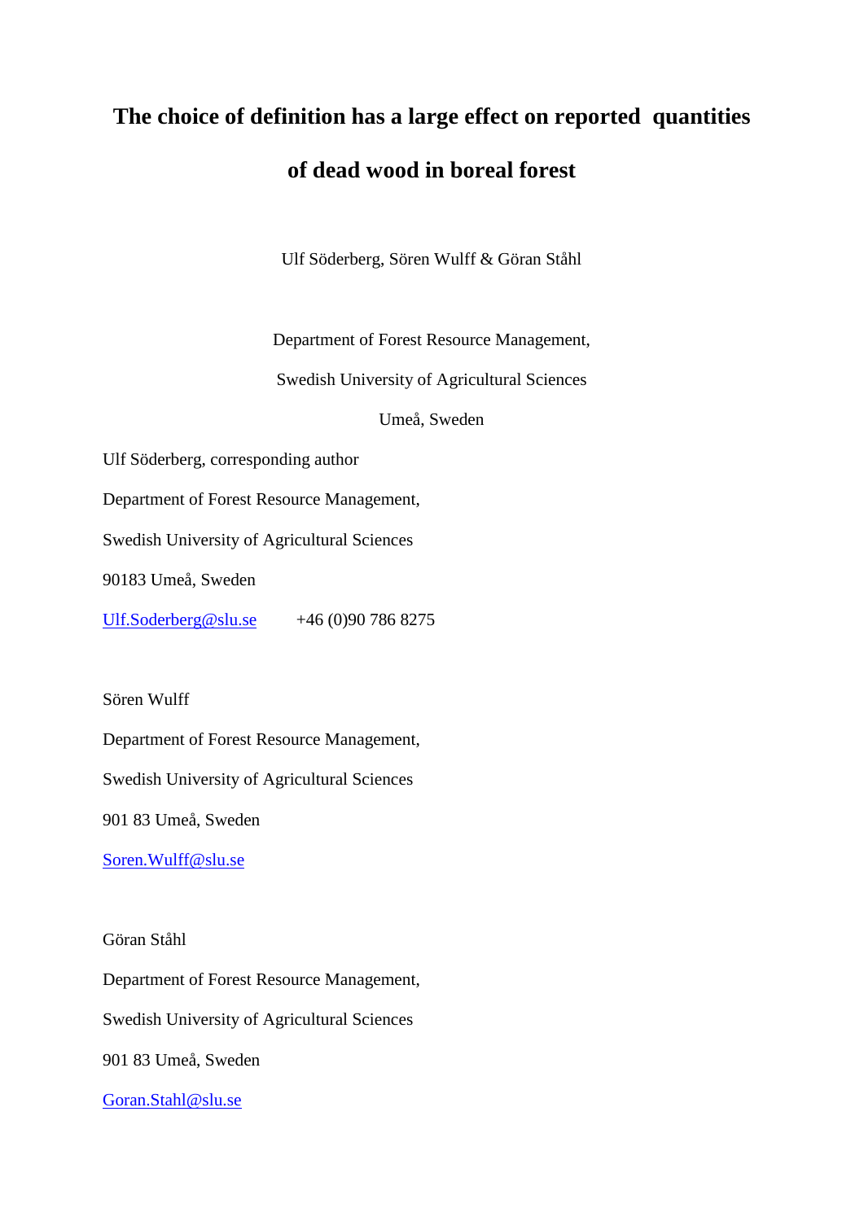# The choice of definition has a large effect on reported quantities of dead wood in boreal forest

Ulf Söderberg, Sören Wulff & Göran Ståhl

Department of Forest Resource Management,

Swedish University of Agricultural Sciences

Umeå, Sweden

Ulf Söderberg, corresponding author

Department of Forest Resource Management,

Swedish University of Agricultural Sciences

90183 Umeå, Sweden

Ulf.Soderberg@slu.se +46 (0)90 786 8275

Sören Wulff

Department of Forest Resource Management,

Swedish University of Agricultural Sciences

901 83 Umeå, Sweden

Soren.Wulff@slu.se

Göran Ståhl

Department of Forest Resource Management,

Swedish University of Agricultural Sciences

901 83 Umeå, Sweden

Goran.Stahl@slu.se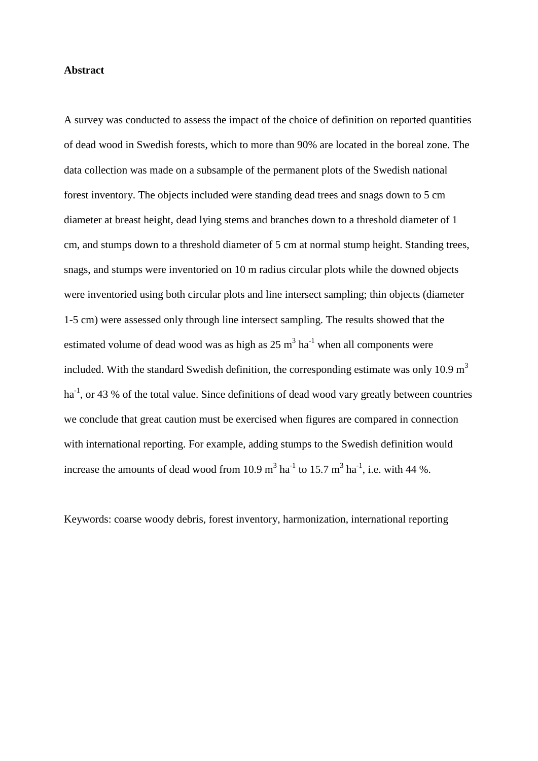**Abstract**

A survey was conducted to assess the impact of the choice of definition on reported quantities of dead wood in Swedish forests, which to more than 90% are located in the boreal zone. The data collection was made on a subsample of the permanent plots of the Swedish national forest inventory. The objects included were standing dead trees and snags down to 5 cm diameter at breast height, dead lying stems and branches down to a threshold diameter of 1 cm, and stumps down to a threshold diameter of 5 cm at normal stump height. Standing trees, snags, and stumps were inventoried on 10 m radius circular plots while the downed objects were inventoried using both circular plots and line intersect sampling; thin objects (diameter 1-5 cm) were assessed only through line intersect sampling. The results showed that the estimated volume of dead wood was as high as 25 $m^3$ $ha^{-1}$ when all components were included. With the standard Swedish definition, the corresponding estimate was only 10.9 $m^3$ $ha^{-1}$, or 43 % of the total value. Since definitions of dead wood vary greatly between countries we conclude that great caution must be exercised when figures are compared in connection with international reporting. For example, adding stumps to the Swedish definition would increase the amounts of dead wood from 10.9 $m^3$ $ha^{-1}$ to 15.7 $m^3$ $ha^{-1}$, i.e. with 44 %.

Keywords: coarse woody debris, forest inventory, harmonization, international reporting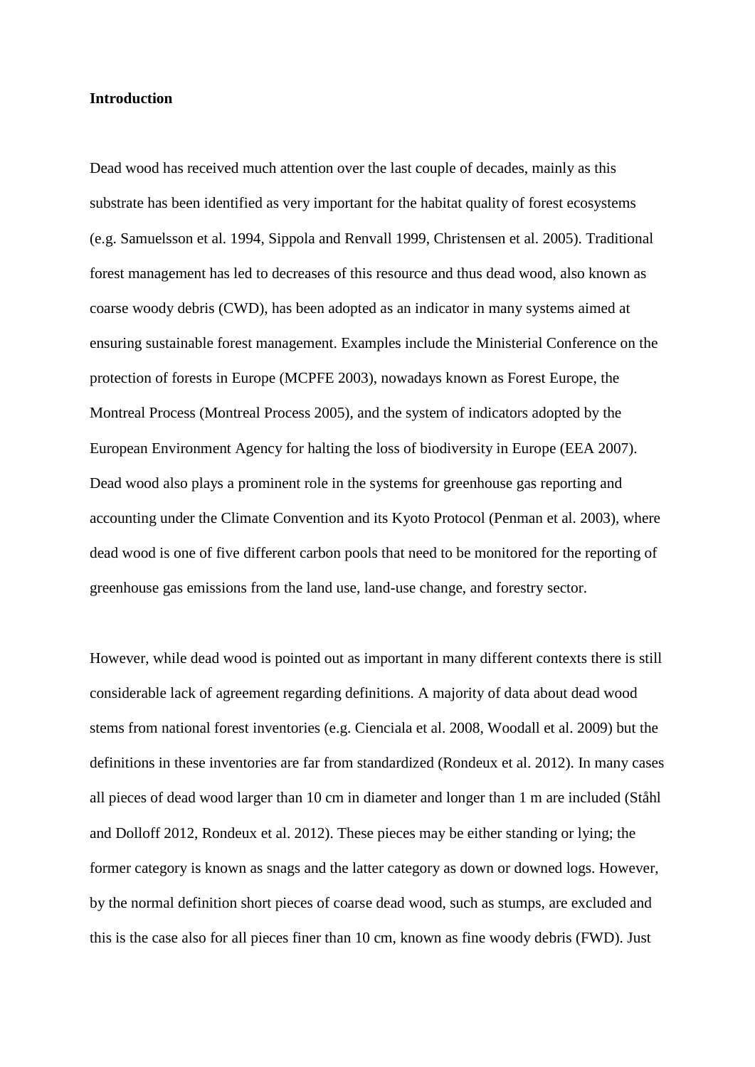**Introduction**

Dead wood has received much attention over the last couple of decades, mainly as this substrate has been identified as very important for the habitat quality of forest ecosystems (e.g. Samuelsson et al. 1994, Sippola and Renvall 1999, Christensen et al. 2005). Traditional forest management has led to decreases of this resource and thus dead wood, also known as coarse woody debris (CWD), has been adopted as an indicator in many systems aimed at ensuring sustainable forest management. Examples include the Ministerial Conference on the protection of forests in Europe (MCPFE 2003), nowadays known as Forest Europe, the Montreal Process (Montreal Process 2005), and the system of indicators adopted by the European Environment Agency for halting the loss of biodiversity in Europe (EEA 2007). Dead wood also plays a prominent role in the systems for greenhouse gas reporting and accounting under the Climate Convention and its Kyoto Protocol (Penman et al. 2003), where dead wood is one of five different carbon pools that need to be monitored for the reporting of greenhouse gas emissions from the land use, land-use change, and forestry sector.

However, while dead wood is pointed out as important in many different contexts there is still considerable lack of agreement regarding definitions. A majority of data about dead wood stems from national forest inventories (e.g. Cienciala et al. 2008, Woodall et al. 2009) but the definitions in these inventories are far from standardized (Rondeux et al. 2012). In many cases all pieces of dead wood larger than 10 cm in diameter and longer than 1 m are included (Ståhl and Dolloff 2012, Rondeux et al. 2012). These pieces may be either standing or lying; the former category is known as snags and the latter category as down or downed logs. However, by the normal definition short pieces of coarse dead wood, such as stumps, are excluded and this is the case also for all pieces finer than 10 cm, known as fine woody debris (FWD). Just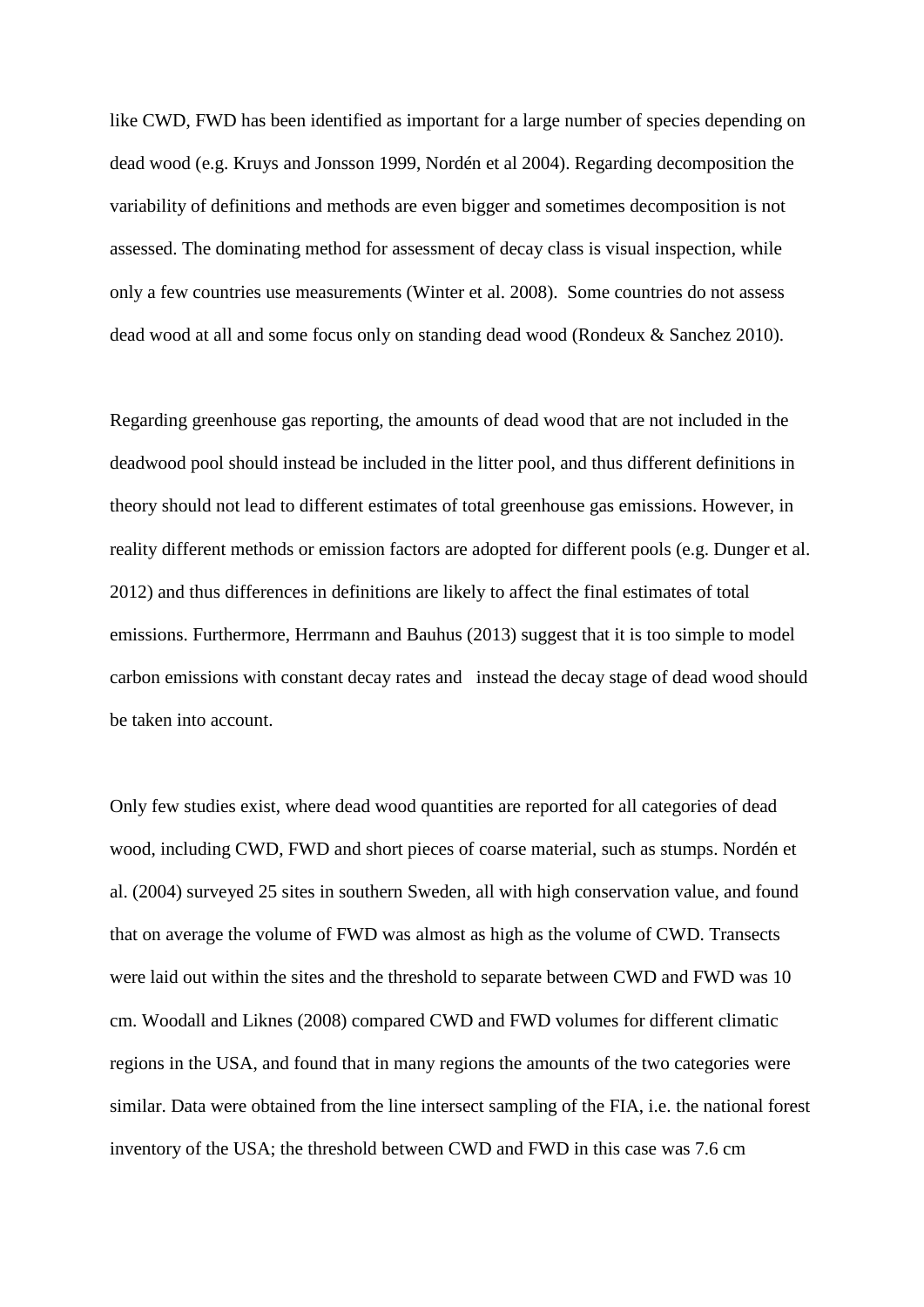like CWD, FWD has been identified as important for a large number of species depending on dead wood (e.g. Kruys and Jonsson 1999, Nordén et al 2004). Regarding decomposition the variability of definitions and methods are even bigger and sometimes decomposition is not assessed. The dominating method for assessment of decay class is visual inspection, while only a few countries use measurements (Winter et al. 2008). Some countries do not assess dead wood at all and some focus only on standing dead wood (Rondeux & Sanchez 2010).

Regarding greenhouse gas reporting, the amounts of dead wood that are not included in the deadwood pool should instead be included in the litter pool, and thus different definitions in theory should not lead to different estimates of total greenhouse gas emissions. However, in reality different methods or emission factors are adopted for different pools (e.g. Dunger et al. 2012) and thus differences in definitions are likely to affect the final estimates of total emissions. Furthermore, Herrmann and Bauhus (2013) suggest that it is too simple to model carbon emissions with constant decay rates and instead the decay stage of dead wood should be taken into account.

Only few studies exist, where dead wood quantities are reported for all categories of dead wood, including CWD, FWD and short pieces of coarse material, such as stumps. Nordén et al. (2004) surveyed 25 sites in southern Sweden, all with high conservation value, and found that on average the volume of FWD was almost as high as the volume of CWD. Transects were laid out within the sites and the threshold to separate between CWD and FWD was 10 cm. Woodall and Liknes (2008) compared CWD and FWD volumes for different climatic regions in the USA, and found that in many regions the amounts of the two categories were similar. Data were obtained from the line intersect sampling of the FIA, i.e. the national forest inventory of the USA; the threshold between CWD and FWD in this case was 7.6 cm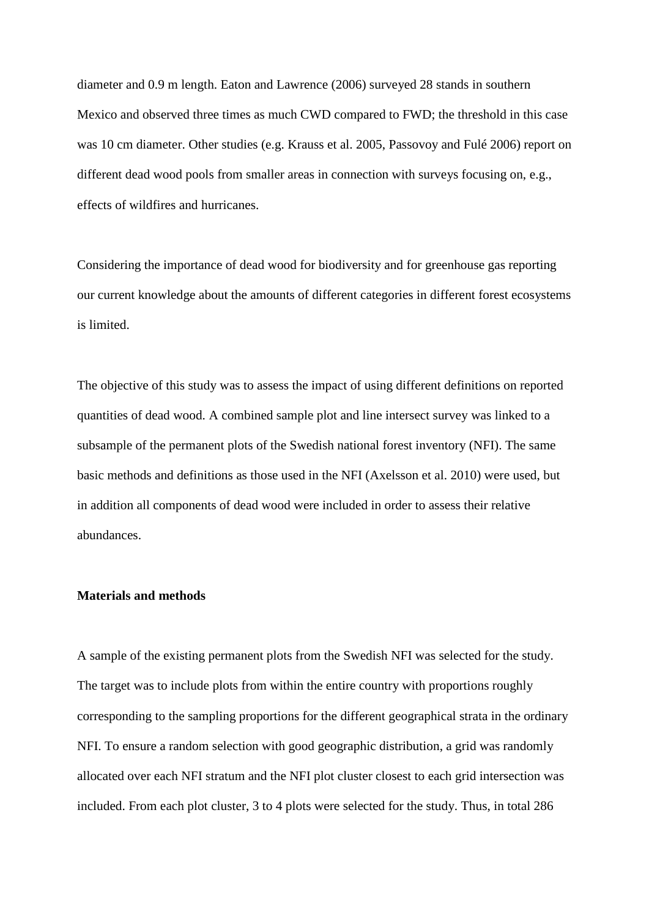diameter and 0.9 m length. Eaton and Lawrence (2006) surveyed 28 stands in southern Mexico and observed three times as much CWD compared to FWD; the threshold in this case was 10 cm diameter. Other studies (e.g. Krauss et al. 2005, Passovoy and Fulé 2006) report on different dead wood pools from smaller areas in connection with surveys focusing on, e.g., effects of wildfires and hurricanes.

Considering the importance of dead wood for biodiversity and for greenhouse gas reporting our current knowledge about the amounts of different categories in different forest ecosystems is limited.

The objective of this study was to assess the impact of using different definitions on reported quantities of dead wood. A combined sample plot and line intersect survey was linked to a subsample of the permanent plots of the Swedish national forest inventory (NFI). The same basic methods and definitions as those used in the NFI (Axelsson et al. 2010) were used, but in addition all components of dead wood were included in order to assess their relative abundances.

## Materials and methods

A sample of the existing permanent plots from the Swedish NFI was selected for the study. The target was to include plots from within the entire country with proportions roughly corresponding to the sampling proportions for the different geographical strata in the ordinary NFI. To ensure a random selection with good geographic distribution, a grid was randomly allocated over each NFI stratum and the NFI plot cluster closest to each grid intersection was included. From each plot cluster, 3 to 4 plots were selected for the study. Thus, in total 286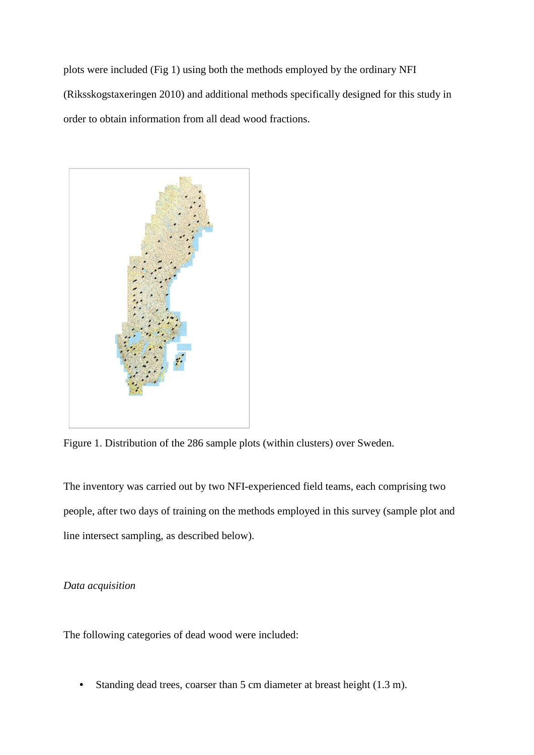plots were included (Fig 1) using both the methods employed by the ordinary NFI (Riksskogstaxeringen 2010) and additional methods specifically designed for this study in order to obtain information from all dead wood fractions.

Figure 1. Distribution of the 286 sample plots (within clusters) over Sweden.

The inventory was carried out by two NFI-experienced field teams, each comprising two people, after two days of training on the methods employed in this survey (sample plot and line intersect sampling, as described below).

*Data acquisition*

The following categories of dead wood were included:

- Standing dead trees, coarser than 5 cm diameter at breast height (1.3 m).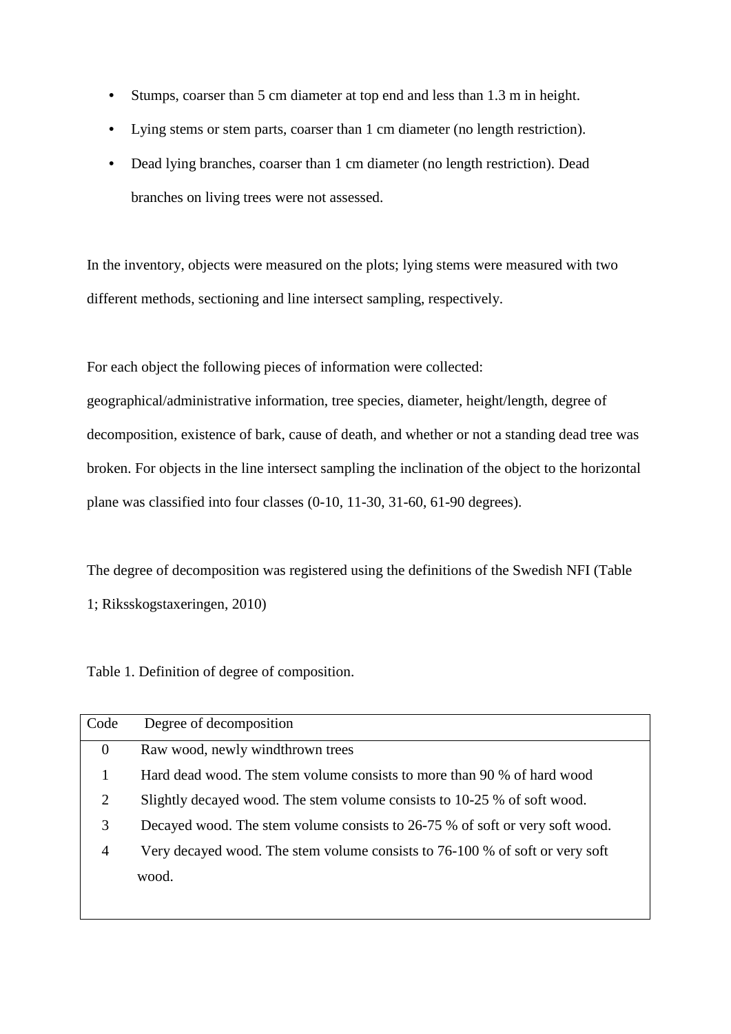- Stumps, coarser than 5 cm diameter at top end and less than 1.3 m in height.
- Lying stems or stem parts, coarser than 1 cm diameter (no length restriction).
- Dead lying branches, coarser than 1 cm diameter (no length restriction). Dead branches on living trees were not assessed.

In the inventory, objects were measured on the plots; lying stems were measured with two different methods, sectioning and line intersect sampling, respectively.

For each object the following pieces of information were collected: geographical/administrative information, tree species, diameter, height/length, degree of decomposition, existence of bark, cause of death, and whether or not a standing dead tree was broken. For objects in the line intersect sampling the inclination of the object to the horizontal plane was classified into four classes (0-10, 11-30, 31-60, 61-90 degrees).

The degree of decomposition was registered using the definitions of the Swedish NFI (Table 1; Riksskogstaxeringen, 2010)

Table 1. Definition of degree of composition.

| Code | Degree of decomposition |
|---|---|
| 0 | Raw wood, newly windthrown trees |
| 1 | Hard dead wood. The stem volume consists to more than 90 % of hard wood |
| 2 | Slightly decayed wood. The stem volume consists to 10-25 % of soft wood. |
| 3 | Decayed wood. The stem volume consists to 26-75 % of soft or very soft wood. |
| 4 | Very decayed wood. The stem volume consists to 76-100 % of soft or very soft wood. |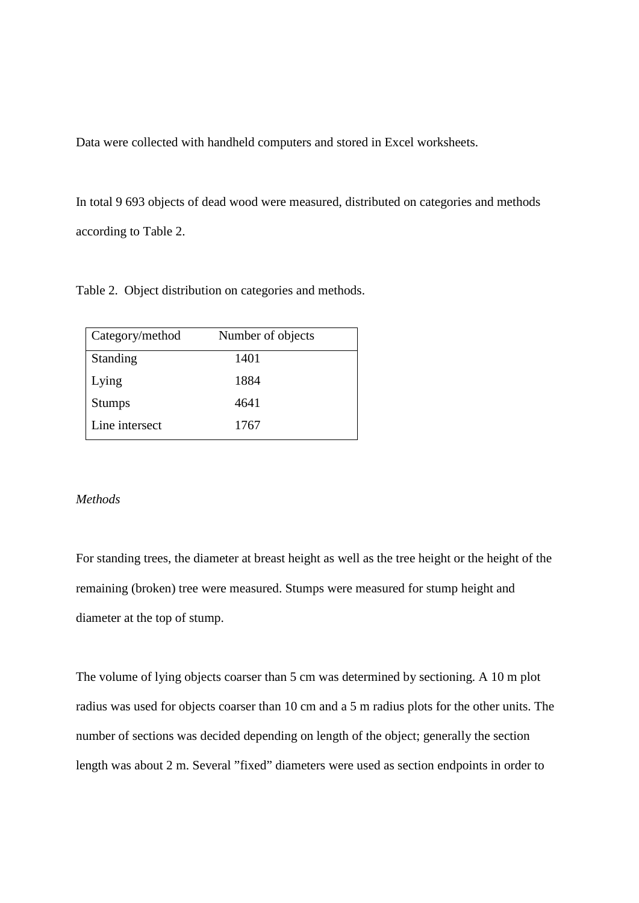Data were collected with handheld computers and stored in Excel worksheets.

In total 9 693 objects of dead wood were measured, distributed on categories and methods according to Table 2.

Table 2. Object distribution on categories and methods.

| Category/method | Number of objects |
|---|---|
| Standing | 1401 |
| Lying | 1884 |
| Stumps | 4641 |
| Line intersect | 1767 |

*Methods*

For standing trees, the diameter at breast height as well as the tree height or the height of the remaining (broken) tree were measured. Stumps were measured for stump height and diameter at the top of stump.

The volume of lying objects coarser than 5 cm was determined by sectioning. A 10 m plot radius was used for objects coarser than 10 cm and a 5 m radius plots for the other units. The number of sections was decided depending on length of the object; generally the section length was about 2 m. Several ”fixed” diameters were used as section endpoints in order to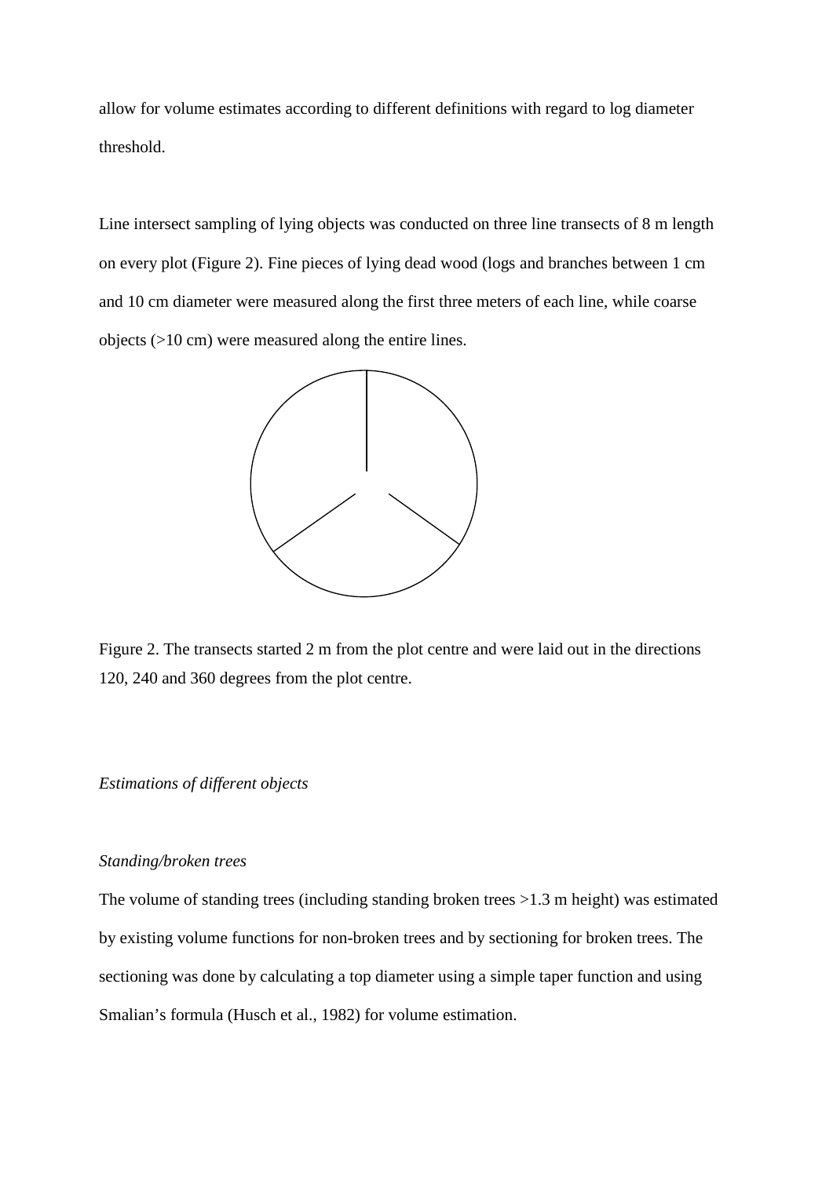allow for volume estimates according to different definitions with regard to log diameter threshold.

Line intersect sampling of lying objects was conducted on three line transects of 8 m length on every plot (Figure 2). Fine pieces of lying dead wood (logs and branches between 1 cm and 10 cm diameter were measured along the first three meters of each line, while coarse objects (>10 cm) were measured along the entire lines.

Figure 2. The transects started 2 m from the plot centre and were laid out in the directions 120, 240 and 360 degrees from the plot centre.

*Estimations of different objects*

*Standing/broken trees*

The volume of standing trees (including standing broken trees >1.3 m height) was estimated by existing volume functions for non-broken trees and by sectioning for broken trees. The sectioning was done by calculating a top diameter using a simple taper function and using Smalian's formula (Husch et al., 1982) for volume estimation.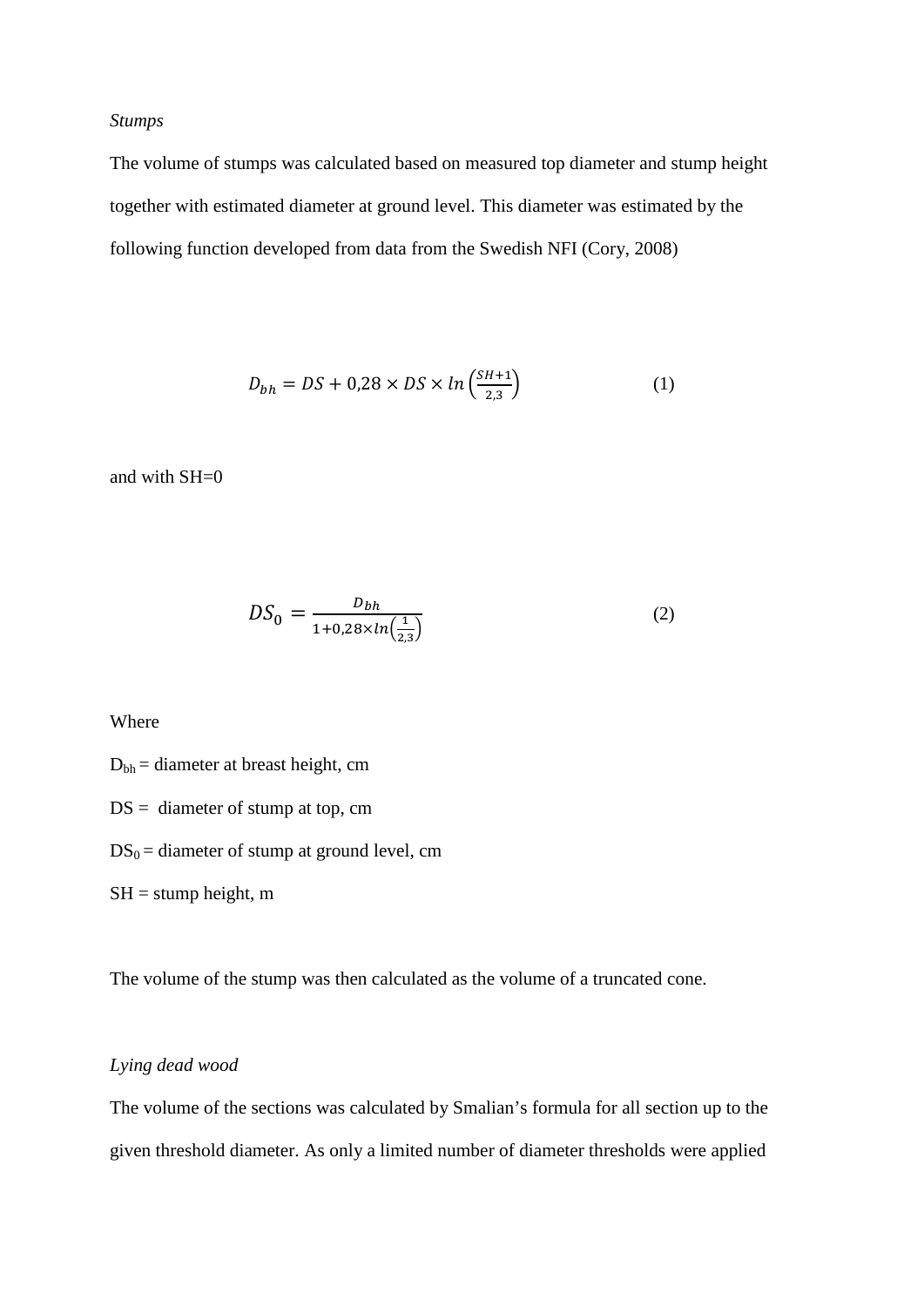*Stumps*

The volume of stumps was calculated based on measured top diameter and stump height together with estimated diameter at ground level. This diameter was estimated by the following function developed from data from the Swedish NFI (Cory, 2008)

$$D_{bh} = DS + 0{,}28 \times DS \times ln\left(\frac{SH+1}{2{,}3}\right) \tag{1}$$

and with SH=0

$$DS_0 = \frac{D_{bh}}{1+0{,}28 \times ln\left(\frac{1}{2{,}3}\right)} \tag{2}$$

Where

$D_{bh}$ = diameter at breast height, cm

DS = diameter of stump at top, cm

$DS_0$ = diameter of stump at ground level, cm

SH = stump height, m

The volume of the stump was then calculated as the volume of a truncated cone.

*Lying dead wood*

The volume of the sections was calculated by Smalian's formula for all section up to the given threshold diameter. As only a limited number of diameter thresholds were applied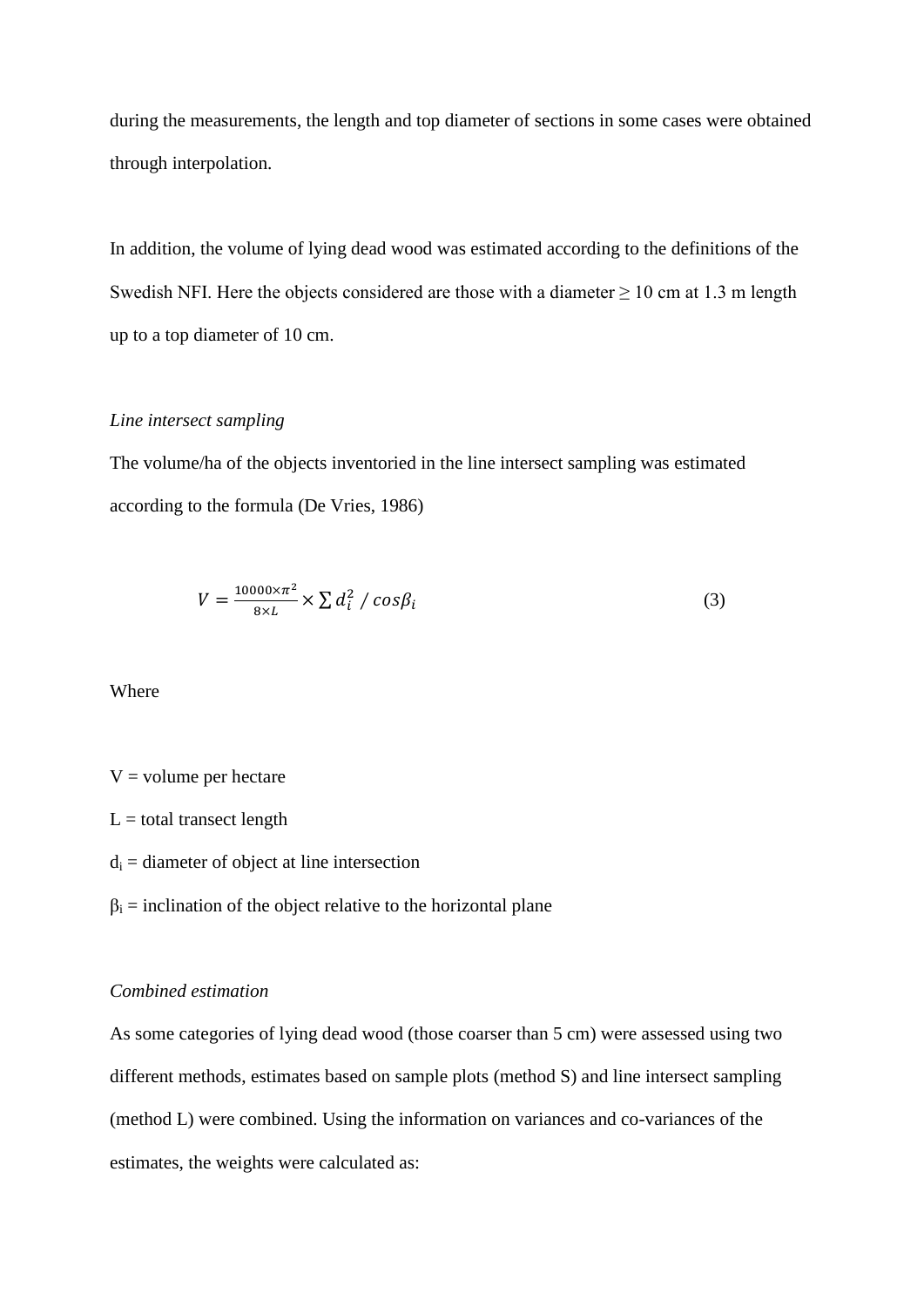during the measurements, the length and top diameter of sections in some cases were obtained through interpolation.

In addition, the volume of lying dead wood was estimated according to the definitions of the Swedish NFI. Here the objects considered are those with a diameter ≥ 10 cm at 1.3 m length up to a top diameter of 10 cm.

*Line intersect sampling*

The volume/ha of the objects inventoried in the line intersect sampling was estimated according to the formula (De Vries, 1986)

$$V = \frac{10000 \times \pi^2}{8 \times L} \times \sum d_i^2 \; / \; cos\beta_i \tag{3}$$

Where

V = volume per hectare

L = total transect length

$d_i$ = diameter of object at line intersection

$\beta_i$ = inclination of the object relative to the horizontal plane

*Combined estimation*

As some categories of lying dead wood (those coarser than 5 cm) were assessed using two different methods, estimates based on sample plots (method S) and line intersect sampling (method L) were combined. Using the information on variances and co-variances of the estimates, the weights were calculated as: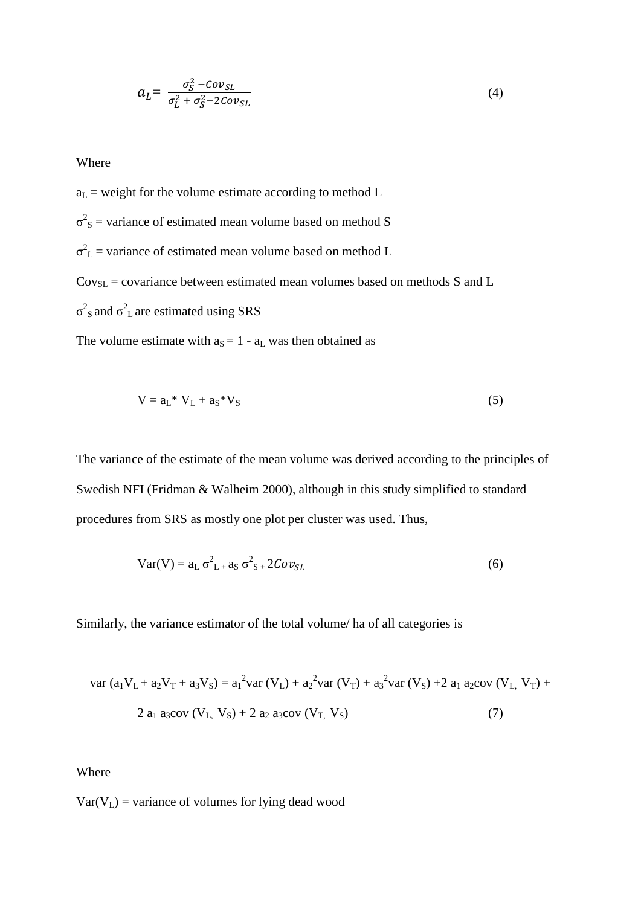$$a_L = \frac{\sigma_S^2 - Cov_{SL}}{\sigma_L^2 + \sigma_S^2 - 2Cov_{SL}} \tag{4}$$

Where

$a_L$ = weight for the volume estimate according to method L

$\sigma^2_S$ = variance of estimated mean volume based on method S

$\sigma^2_L$ = variance of estimated mean volume based on method L

$Cov_{SL}$ = covariance between estimated mean volumes based on methods S and L

$\sigma^2_S$ and $\sigma^2_L$ are estimated using SRS

The volume estimate with $a_S = 1 - a_L$ was then obtained as

$$V = a_L * V_L + a_S * V_S \tag{5}$$

The variance of the estimate of the mean volume was derived according to the principles of Swedish NFI (Fridman & Walheim 2000), although in this study simplified to standard procedures from SRS as mostly one plot per cluster was used. Thus,

$$\mathrm{Var}(V) = a_L\, \sigma^2_L + a_S\, \sigma^2_S + 2Cov_{SL} \tag{6}$$

Similarly, the variance estimator of the total volume/ ha of all categories is

$$\mathrm{var}\,(a_1V_L + a_2V_T + a_3V_S) = a_1^2\mathrm{var}\,(V_L) + a_2^2\mathrm{var}\,(V_T) + a_3^2\mathrm{var}\,(V_S) + 2\, a_1\, a_2\mathrm{cov}\,(V_L, V_T) + 2\, a_1\, a_3\mathrm{cov}\,(V_L, V_S) + 2\, a_2\, a_3\mathrm{cov}\,(V_T, V_S) \tag{7}$$

Where

$\mathrm{Var}(V_L)$ = variance of volumes for lying dead wood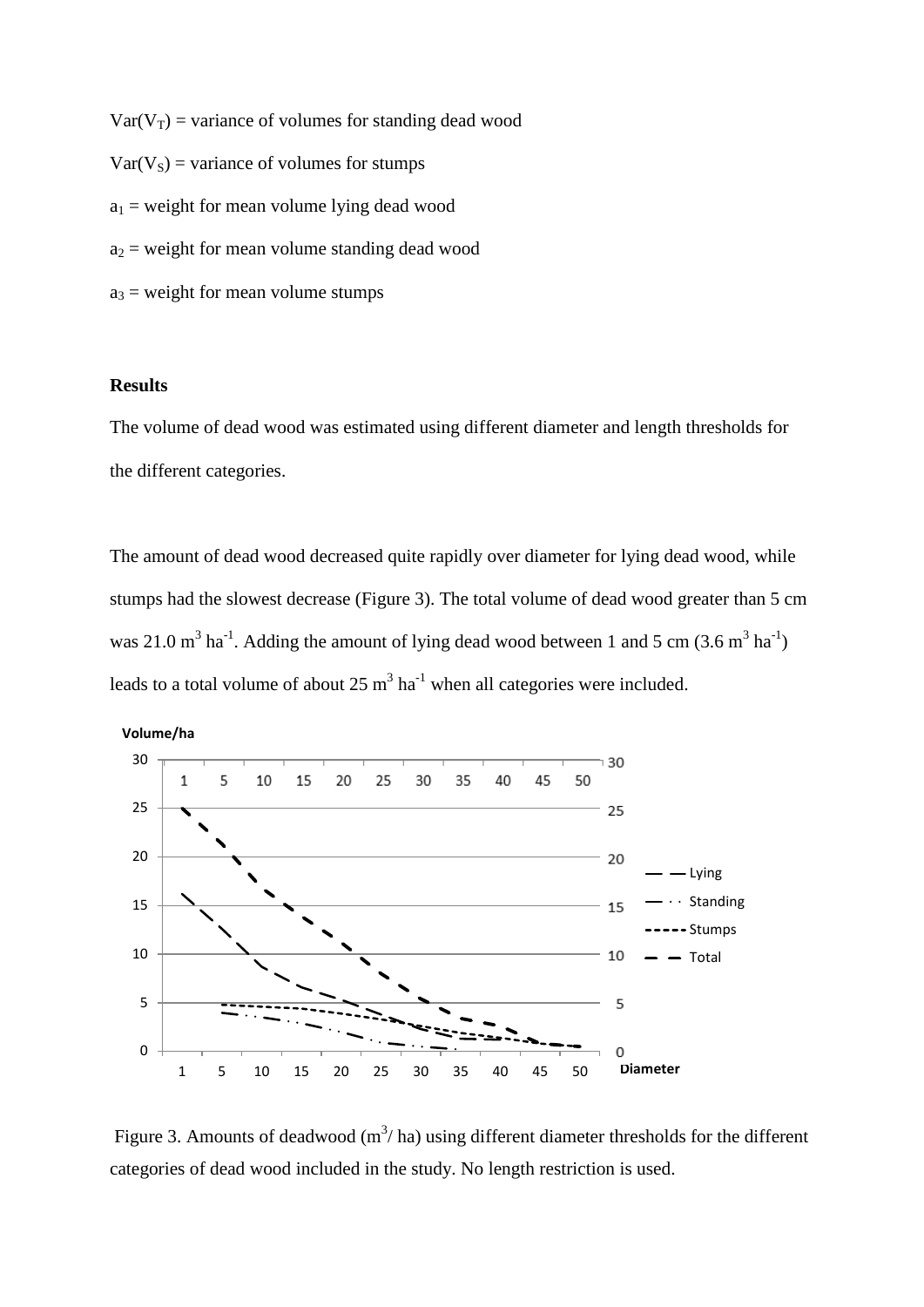$Var(V_T)$ = variance of volumes for standing dead wood

$Var(V_S)$ = variance of volumes for stumps

$a_1$ = weight for mean volume lying dead wood

$a_2$ = weight for mean volume standing dead wood

$a_3$ = weight for mean volume stumps

**Results**

The volume of dead wood was estimated using different diameter and length thresholds for the different categories.

The amount of dead wood decreased quite rapidly over diameter for lying dead wood, while stumps had the slowest decrease (Figure 3). The total volume of dead wood greater than 5 cm was 21.0 $m^3$ $ha^{-1}$. Adding the amount of lying dead wood between 1 and 5 cm (3.6 $m^3$ $ha^{-1}$) leads to a total volume of about 25 $m^3$ $ha^{-1}$ when all categories were included.

Figure 3. Amounts of deadwood ($m^3$/ ha) using different diameter thresholds for the different categories of dead wood included in the study. No length restriction is used.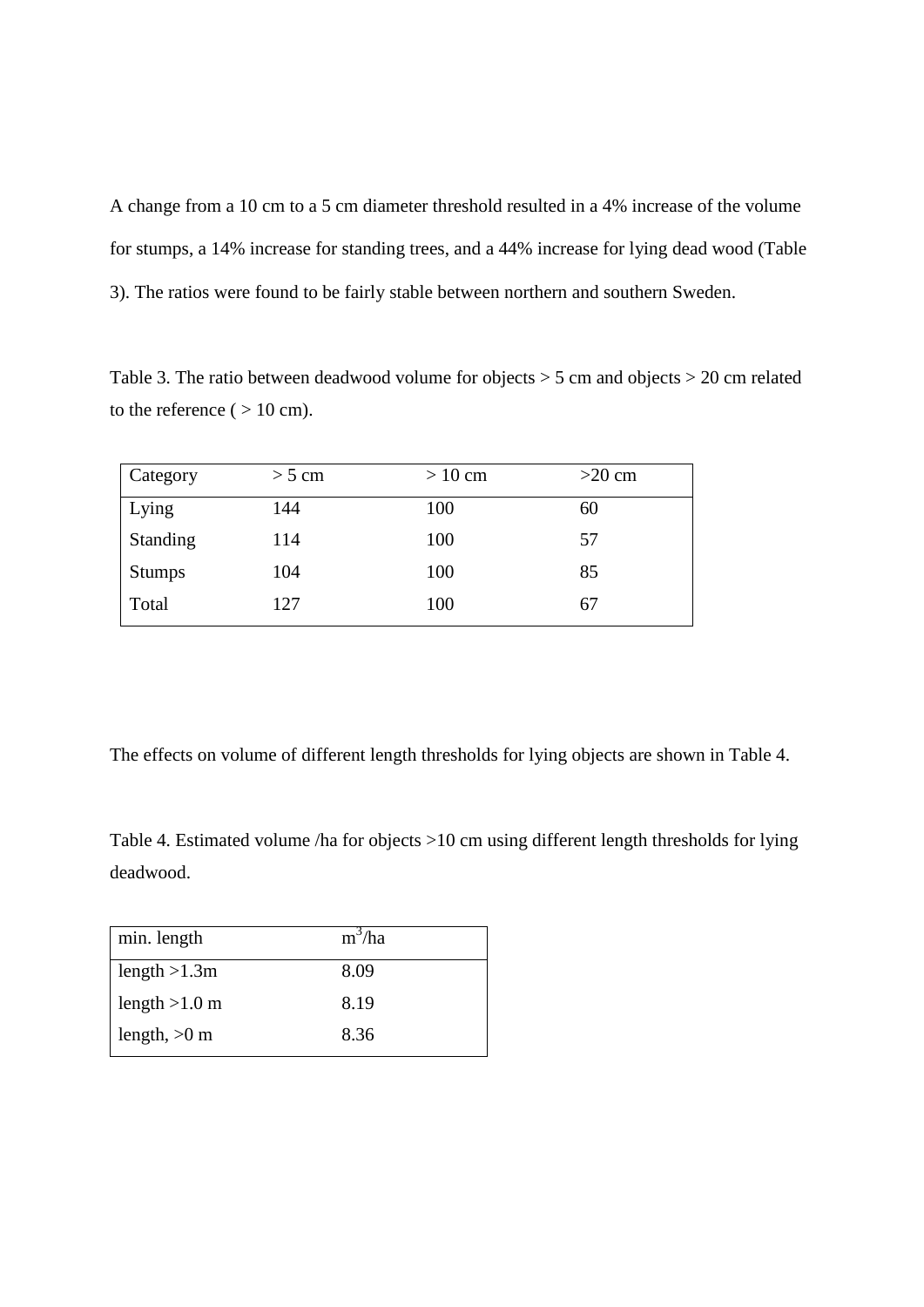A change from a 10 cm to a 5 cm diameter threshold resulted in a 4% increase of the volume for stumps, a 14% increase for standing trees, and a 44% increase for lying dead wood (Table 3). The ratios were found to be fairly stable between northern and southern Sweden.

Table 3. The ratio between deadwood volume for objects > 5 cm and objects > 20 cm related to the reference ( > 10 cm).

| Category | > 5 cm | > 10 cm | >20 cm |
|---|---|---|---|
| Lying | 144 | 100 | 60 |
| Standing | 114 | 100 | 57 |
| Stumps | 104 | 100 | 85 |
| Total | 127 | 100 | 67 |

The effects on volume of different length thresholds for lying objects are shown in Table 4.

Table 4. Estimated volume /ha for objects >10 cm using different length thresholds for lying deadwood.

| min. length | $m^3$/ha |
|---|---|
| length >1.3m | 8.09 |
| length >1.0 m | 8.19 |
| length, >0 m | 8.36 |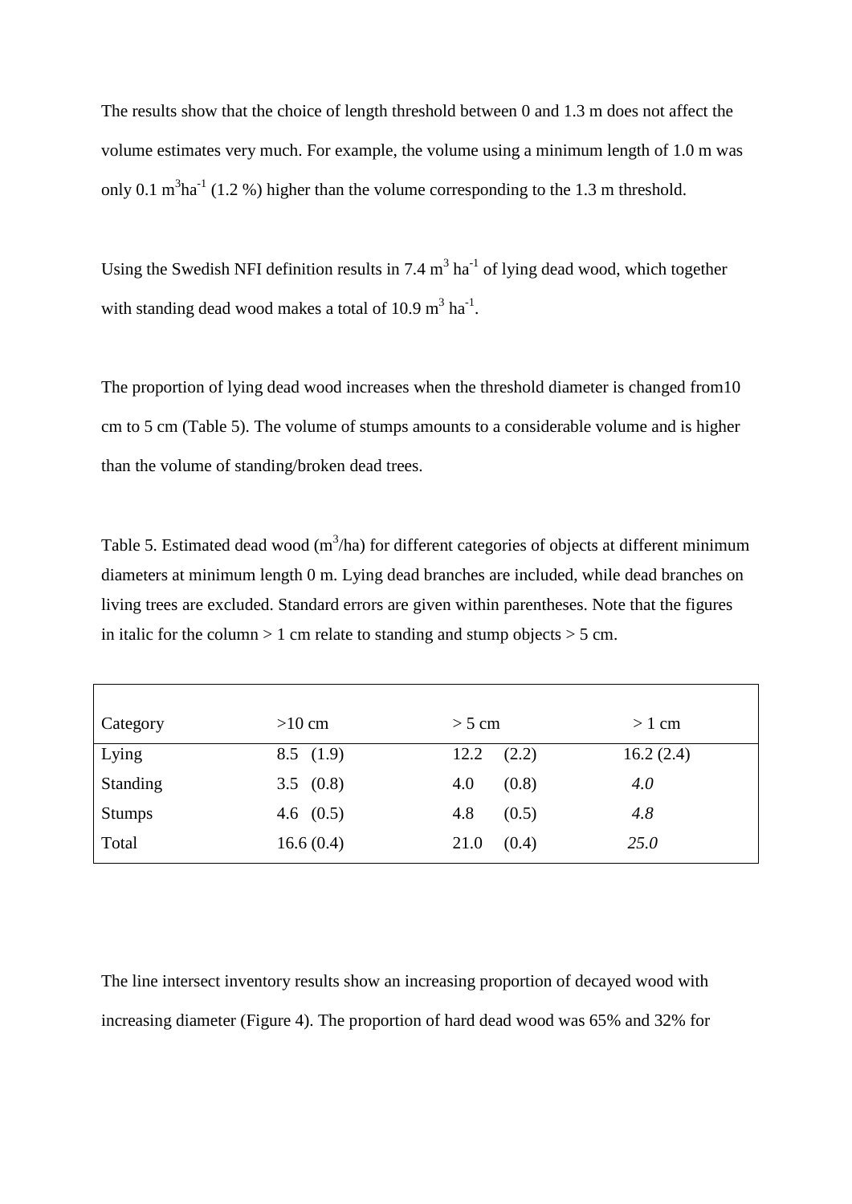The results show that the choice of length threshold between 0 and 1.3 m does not affect the volume estimates very much. For example, the volume using a minimum length of 1.0 m was only 0.1 $m^3ha^{-1}$ (1.2 %) higher than the volume corresponding to the 1.3 m threshold.

Using the Swedish NFI definition results in 7.4 $m^3$ $ha^{-1}$ of lying dead wood, which together with standing dead wood makes a total of 10.9 $m^3$ $ha^{-1}$.

The proportion of lying dead wood increases when the threshold diameter is changed from10 cm to 5 cm (Table 5). The volume of stumps amounts to a considerable volume and is higher than the volume of standing/broken dead trees.

Table 5. Estimated dead wood ($m^3$/ha) for different categories of objects at different minimum diameters at minimum length 0 m. Lying dead branches are included, while dead branches on living trees are excluded. Standard errors are given within parentheses. Note that the figures in italic for the column > 1 cm relate to standing and stump objects > 5 cm.

| Category | >10 cm | > 5 cm | > 1 cm |
|---|---|---|---|
| Lying | 8.5 (1.9) | 12.2 (2.2) | 16.2 (2.4) |
| Standing | 3.5 (0.8) | 4.0 (0.8) | *4.0* |
| Stumps | 4.6 (0.5) | 4.8 (0.5) | *4.8* |
| Total | 16.6 (0.4) | 21.0 (0.4) | *25.0* |

The line intersect inventory results show an increasing proportion of decayed wood with increasing diameter (Figure 4). The proportion of hard dead wood was 65% and 32% for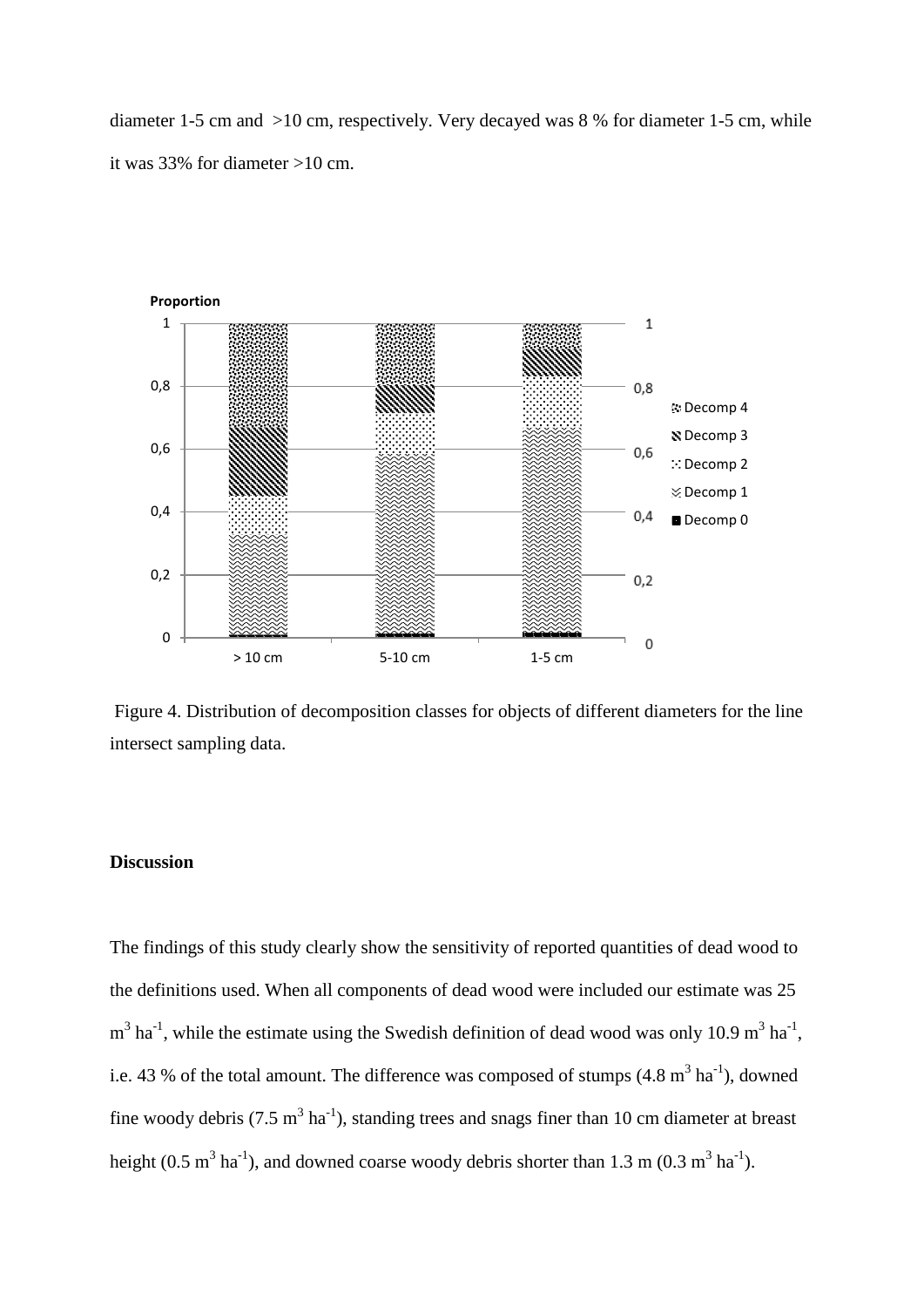diameter 1-5 cm and >10 cm, respectively. Very decayed was 8 % for diameter 1-5 cm, while it was 33% for diameter >10 cm.

Figure 4. Distribution of decomposition classes for objects of different diameters for the line intersect sampling data.

## Discussion

The findings of this study clearly show the sensitivity of reported quantities of dead wood to the definitions used. When all components of dead wood were included our estimate was 25 $m^3$ $ha^{-1}$, while the estimate using the Swedish definition of dead wood was only 10.9 $m^3$ $ha^{-1}$, i.e. 43 % of the total amount. The difference was composed of stumps (4.8 $m^3$ $ha^{-1}$), downed fine woody debris (7.5 $m^3$ $ha^{-1}$), standing trees and snags finer than 10 cm diameter at breast height (0.5 $m^3$ $ha^{-1}$), and downed coarse woody debris shorter than 1.3 m (0.3 $m^3$ $ha^{-1}$).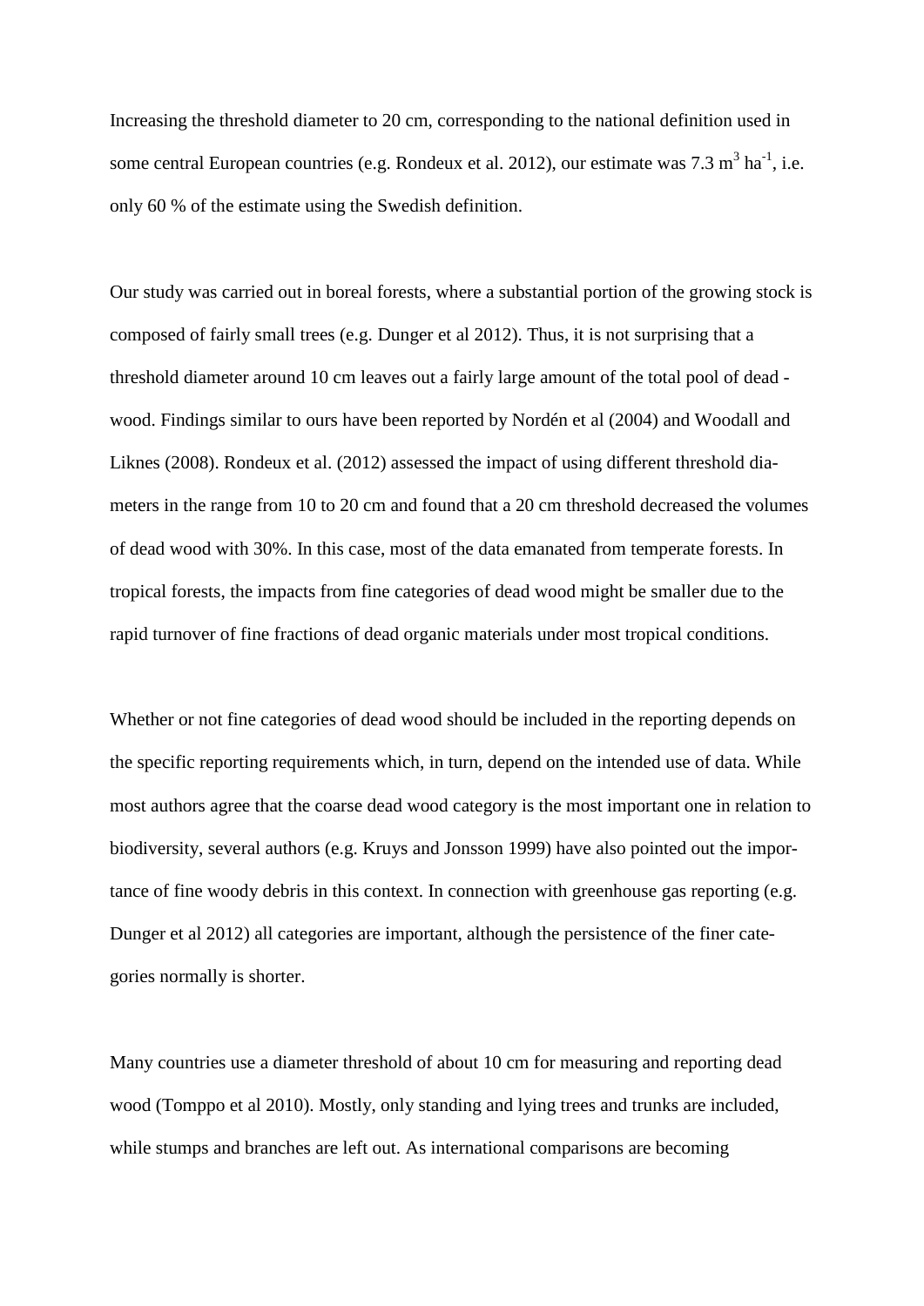Increasing the threshold diameter to 20 cm, corresponding to the national definition used in some central European countries (e.g. Rondeux et al. 2012), our estimate was 7.3 $m^3$ $ha^{-1}$, i.e. only 60 % of the estimate using the Swedish definition.

Our study was carried out in boreal forests, where a substantial portion of the growing stock is composed of fairly small trees (e.g. Dunger et al 2012). Thus, it is not surprising that a threshold diameter around 10 cm leaves out a fairly large amount of the total pool of dead wood. Findings similar to ours have been reported by Nordén et al (2004) and Woodall and Liknes (2008). Rondeux et al. (2012) assessed the impact of using different threshold diameters in the range from 10 to 20 cm and found that a 20 cm threshold decreased the volumes of dead wood with 30%. In this case, most of the data emanated from temperate forests. In tropical forests, the impacts from fine categories of dead wood might be smaller due to the rapid turnover of fine fractions of dead organic materials under most tropical conditions.

Whether or not fine categories of dead wood should be included in the reporting depends on the specific reporting requirements which, in turn, depend on the intended use of data. While most authors agree that the coarse dead wood category is the most important one in relation to biodiversity, several authors (e.g. Kruys and Jonsson 1999) have also pointed out the importance of fine woody debris in this context. In connection with greenhouse gas reporting (e.g. Dunger et al 2012) all categories are important, although the persistence of the finer categories normally is shorter.

Many countries use a diameter threshold of about 10 cm for measuring and reporting dead wood (Tomppo et al 2010). Mostly, only standing and lying trees and trunks are included, while stumps and branches are left out. As international comparisons are becoming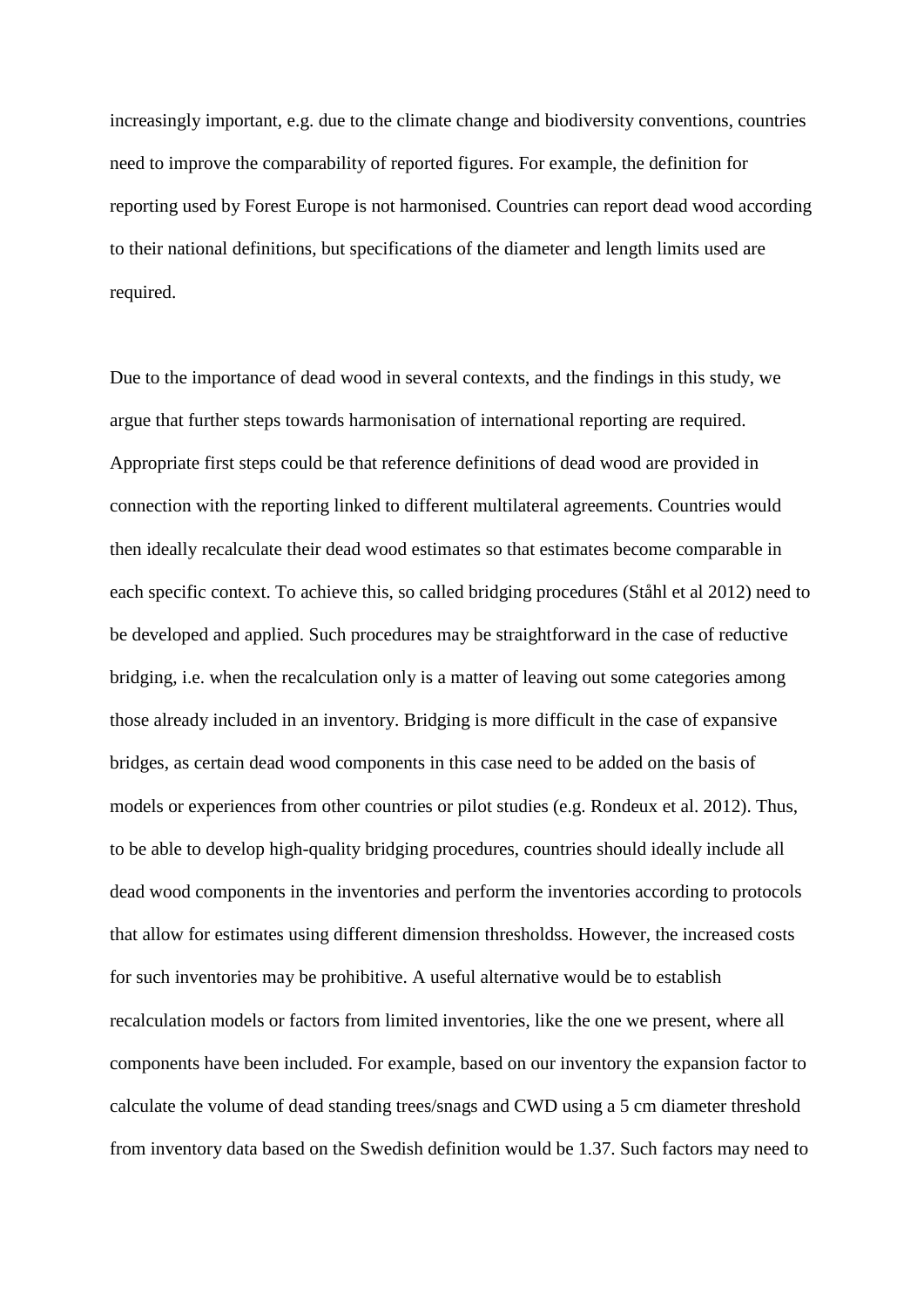increasingly important, e.g. due to the climate change and biodiversity conventions, countries need to improve the comparability of reported figures. For example, the definition for reporting used by Forest Europe is not harmonised. Countries can report dead wood according to their national definitions, but specifications of the diameter and length limits used are required.

Due to the importance of dead wood in several contexts, and the findings in this study, we argue that further steps towards harmonisation of international reporting are required. Appropriate first steps could be that reference definitions of dead wood are provided in connection with the reporting linked to different multilateral agreements. Countries would then ideally recalculate their dead wood estimates so that estimates become comparable in each specific context. To achieve this, so called bridging procedures (Ståhl et al 2012) need to be developed and applied. Such procedures may be straightforward in the case of reductive bridging, i.e. when the recalculation only is a matter of leaving out some categories among those already included in an inventory. Bridging is more difficult in the case of expansive bridges, as certain dead wood components in this case need to be added on the basis of models or experiences from other countries or pilot studies (e.g. Rondeux et al. 2012). Thus, to be able to develop high-quality bridging procedures, countries should ideally include all dead wood components in the inventories and perform the inventories according to protocols that allow for estimates using different dimension thresholdss. However, the increased costs for such inventories may be prohibitive. A useful alternative would be to establish recalculation models or factors from limited inventories, like the one we present, where all components have been included. For example, based on our inventory the expansion factor to calculate the volume of dead standing trees/snags and CWD using a 5 cm diameter threshold from inventory data based on the Swedish definition would be 1.37. Such factors may need to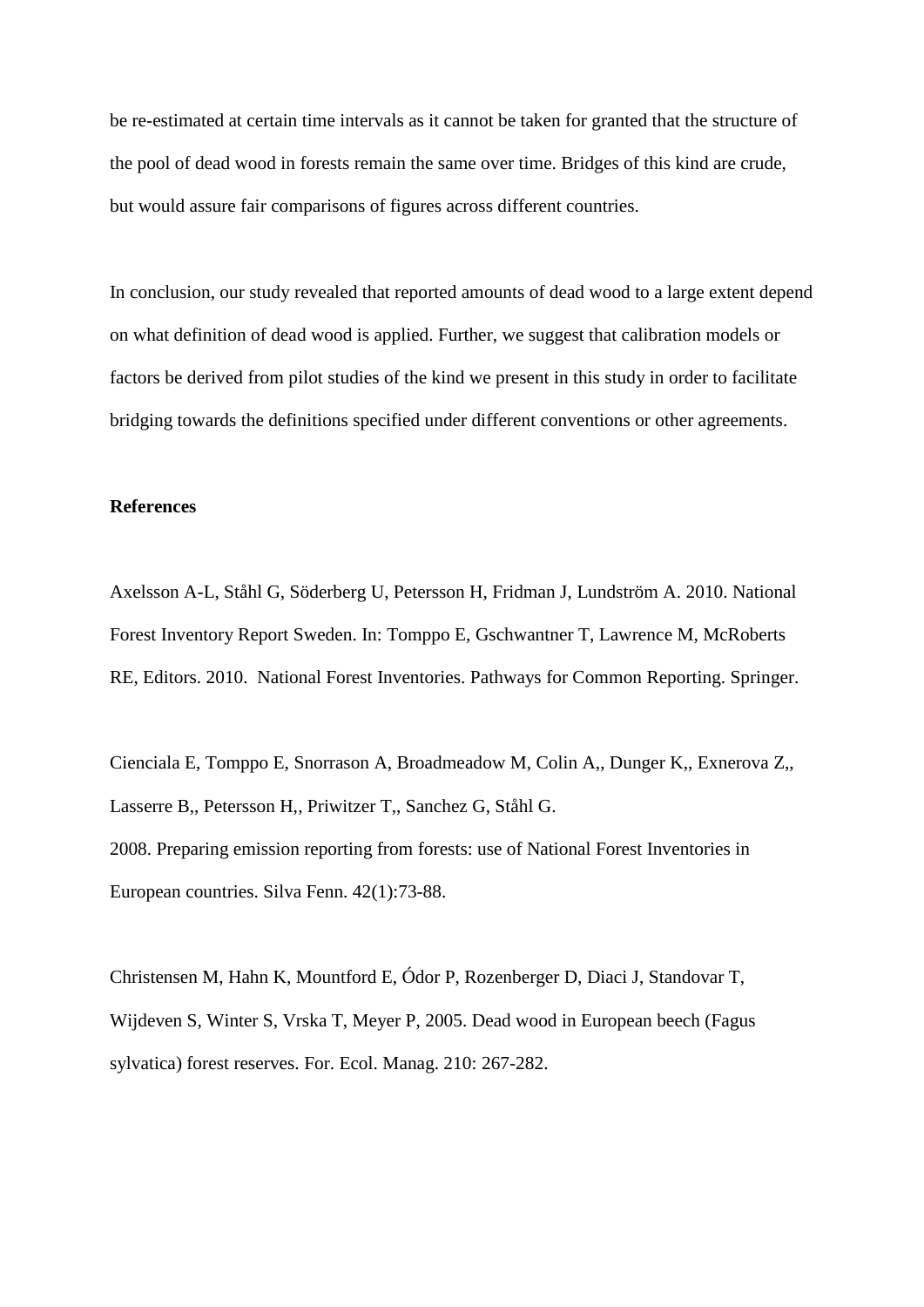be re-estimated at certain time intervals as it cannot be taken for granted that the structure of the pool of dead wood in forests remain the same over time. Bridges of this kind are crude, but would assure fair comparisons of figures across different countries.

In conclusion, our study revealed that reported amounts of dead wood to a large extent depend on what definition of dead wood is applied. Further, we suggest that calibration models or factors be derived from pilot studies of the kind we present in this study in order to facilitate bridging towards the definitions specified under different conventions or other agreements.

**References**

Axelsson A-L, Ståhl G, Söderberg U, Petersson H, Fridman J, Lundström A. 2010. National Forest Inventory Report Sweden. In: Tomppo E, Gschwantner T, Lawrence M, McRoberts RE, Editors. 2010. National Forest Inventories. Pathways for Common Reporting. Springer.

Cienciala E, Tomppo E, Snorrason A, Broadmeadow M, Colin A,, Dunger K,, Exnerova Z,, Lasserre B,, Petersson H,, Priwitzer T,, Sanchez G, Ståhl G.
2008. Preparing emission reporting from forests: use of National Forest Inventories in European countries. Silva Fenn. 42(1):73-88.

Christensen M, Hahn K, Mountford E, Ódor P, Rozenberger D, Diaci J, Standovar T, Wijdeven S, Winter S, Vrska T, Meyer P, 2005. Dead wood in European beech (Fagus sylvatica) forest reserves. For. Ecol. Manag. 210: 267-282.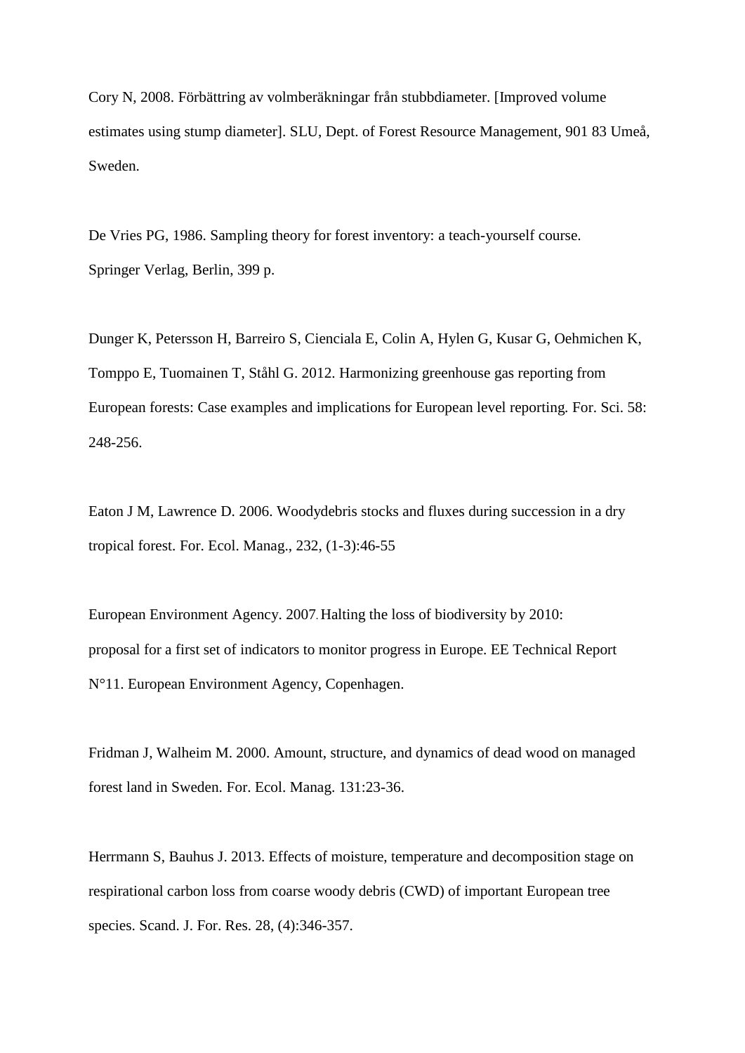Cory N, 2008. Förbättring av volmberäkningar från stubbdiameter. [Improved volume estimates using stump diameter]. SLU, Dept. of Forest Resource Management, 901 83 Umeå, Sweden.

De Vries PG, 1986. Sampling theory for forest inventory: a teach-yourself course. Springer Verlag, Berlin, 399 p.

Dunger K, Petersson H, Barreiro S, Cienciala E, Colin A, Hylen G, Kusar G, Oehmichen K, Tomppo E, Tuomainen T, Ståhl G. 2012. Harmonizing greenhouse gas reporting from European forests: Case examples and implications for European level reporting. For. Sci. 58: 248-256.

Eaton J M, Lawrence D. 2006. Woodydebris stocks and fluxes during succession in a dry tropical forest. For. Ecol. Manag., 232, (1-3):46-55

European Environment Agency. 2007. Halting the loss of biodiversity by 2010: proposal for a first set of indicators to monitor progress in Europe. EE Technical Report N°11. European Environment Agency, Copenhagen.

Fridman J, Walheim M. 2000. Amount, structure, and dynamics of dead wood on managed forest land in Sweden. For. Ecol. Manag. 131:23-36.

Herrmann S, Bauhus J. 2013. Effects of moisture, temperature and decomposition stage on respirational carbon loss from coarse woody debris (CWD) of important European tree species. Scand. J. For. Res. 28, (4):346-357.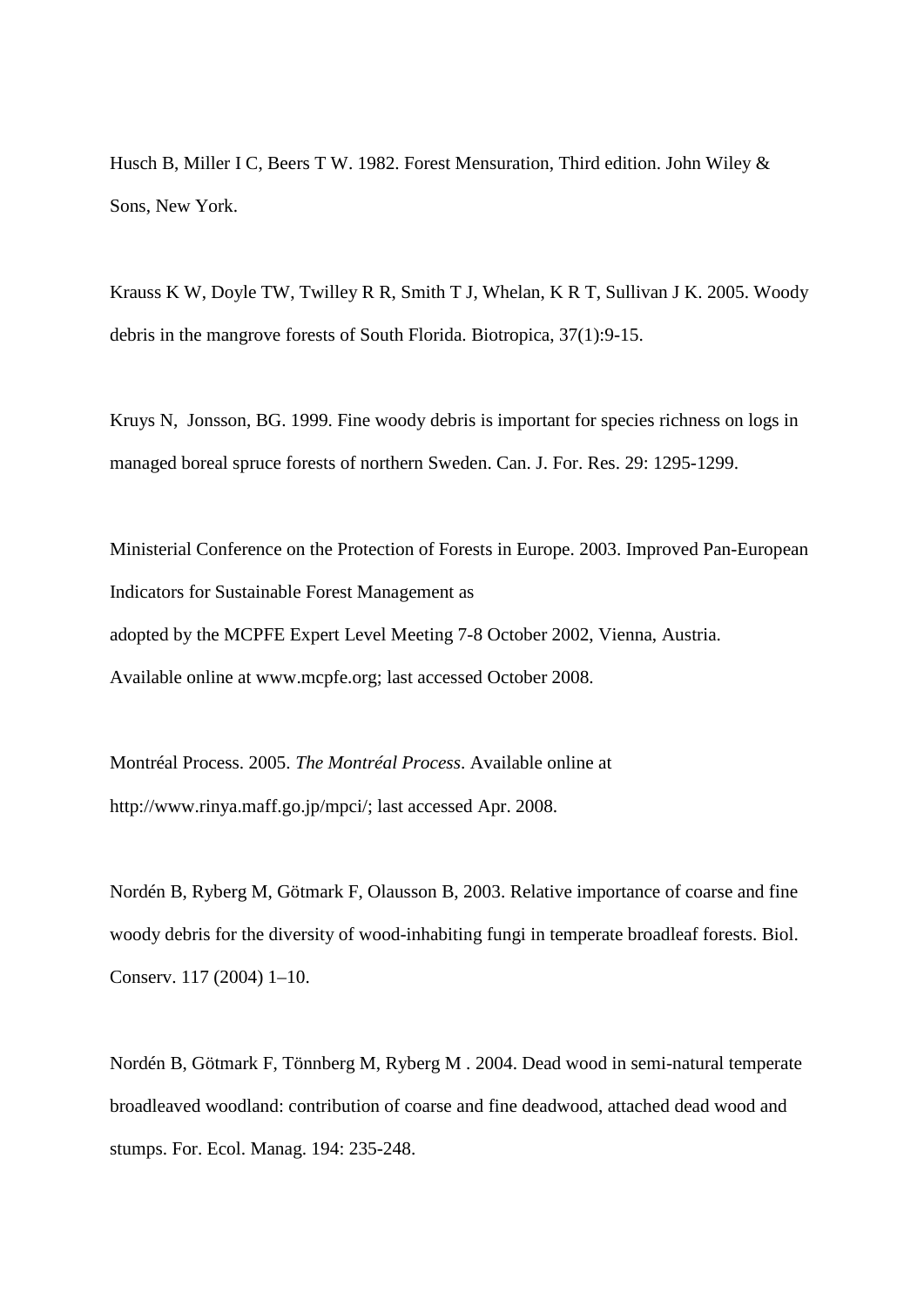Husch B, Miller I C, Beers T W. 1982. Forest Mensuration, Third edition. John Wiley & Sons, New York.

Krauss K W, Doyle TW, Twilley R R, Smith T J, Whelan, K R T, Sullivan J K. 2005. Woody debris in the mangrove forests of South Florida. Biotropica, 37(1):9-15.

Kruys N, Jonsson, BG. 1999. Fine woody debris is important for species richness on logs in managed boreal spruce forests of northern Sweden. Can. J. For. Res. 29: 1295-1299.

Ministerial Conference on the Protection of Forests in Europe. 2003. Improved Pan-European Indicators for Sustainable Forest Management as
adopted by the MCPFE Expert Level Meeting 7-8 October 2002, Vienna, Austria.
Available online at www.mcpfe.org; last accessed October 2008.

Montréal Process. 2005. *The Montréal Process*. Available online at http://www.rinya.maff.go.jp/mpci/; last accessed Apr. 2008.

Nordén B, Ryberg M, Götmark F, Olausson B, 2003. Relative importance of coarse and fine woody debris for the diversity of wood-inhabiting fungi in temperate broadleaf forests. Biol. Conserv. 117 (2004) 1–10.

Nordén B, Götmark F, Tönnberg M, Ryberg M . 2004. Dead wood in semi-natural temperate broadleaved woodland: contribution of coarse and fine deadwood, attached dead wood and stumps. For. Ecol. Manag. 194: 235-248.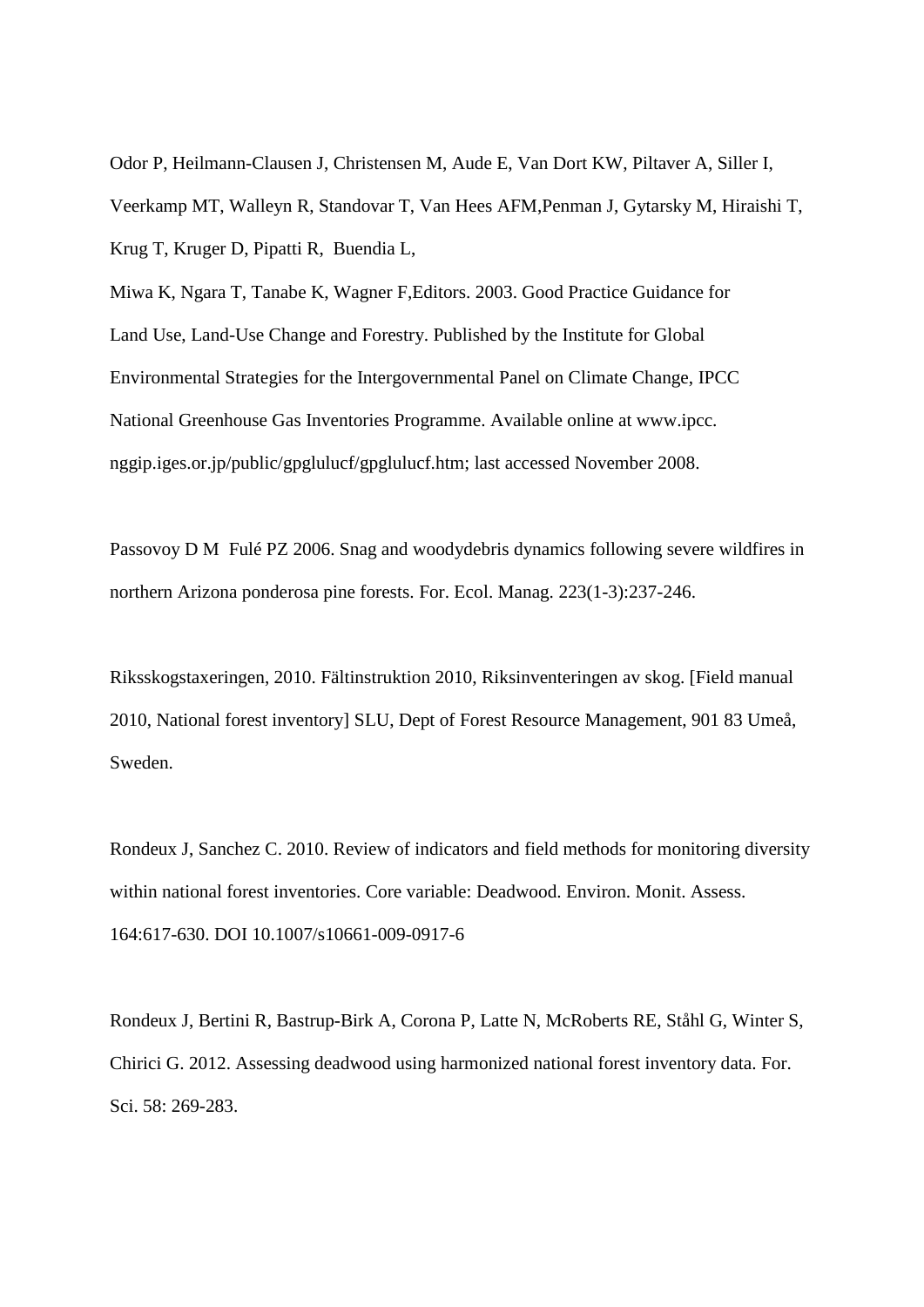Odor P, Heilmann-Clausen J, Christensen M, Aude E, Van Dort KW, Piltaver A, Siller I, Veerkamp MT, Walleyn R, Standovar T, Van Hees AFM,Penman J, Gytarsky M, Hiraishi T, Krug T, Kruger D, Pipatti R, Buendia L,

Miwa K, Ngara T, Tanabe K, Wagner F,Editors. 2003. Good Practice Guidance for Land Use, Land-Use Change and Forestry. Published by the Institute for Global Environmental Strategies for the Intergovernmental Panel on Climate Change, IPCC National Greenhouse Gas Inventories Programme. Available online at www.ipcc. nggip.iges.or.jp/public/gpglulucf/gpglulucf.htm; last accessed November 2008.

Passovoy D M Fulé PZ 2006. Snag and woodydebris dynamics following severe wildfires in northern Arizona ponderosa pine forests. For. Ecol. Manag. 223(1-3):237-246.

Riksskogstaxeringen, 2010. Fältinstruktion 2010, Riksinventeringen av skog. [Field manual 2010, National forest inventory] SLU, Dept of Forest Resource Management, 901 83 Umeå, Sweden.

Rondeux J, Sanchez C. 2010. Review of indicators and field methods for monitoring diversity within national forest inventories. Core variable: Deadwood. Environ. Monit. Assess. 164:617-630. DOI 10.1007/s10661-009-0917-6

Rondeux J, Bertini R, Bastrup-Birk A, Corona P, Latte N, McRoberts RE, Ståhl G, Winter S, Chirici G. 2012. Assessing deadwood using harmonized national forest inventory data. For. Sci. 58: 269-283.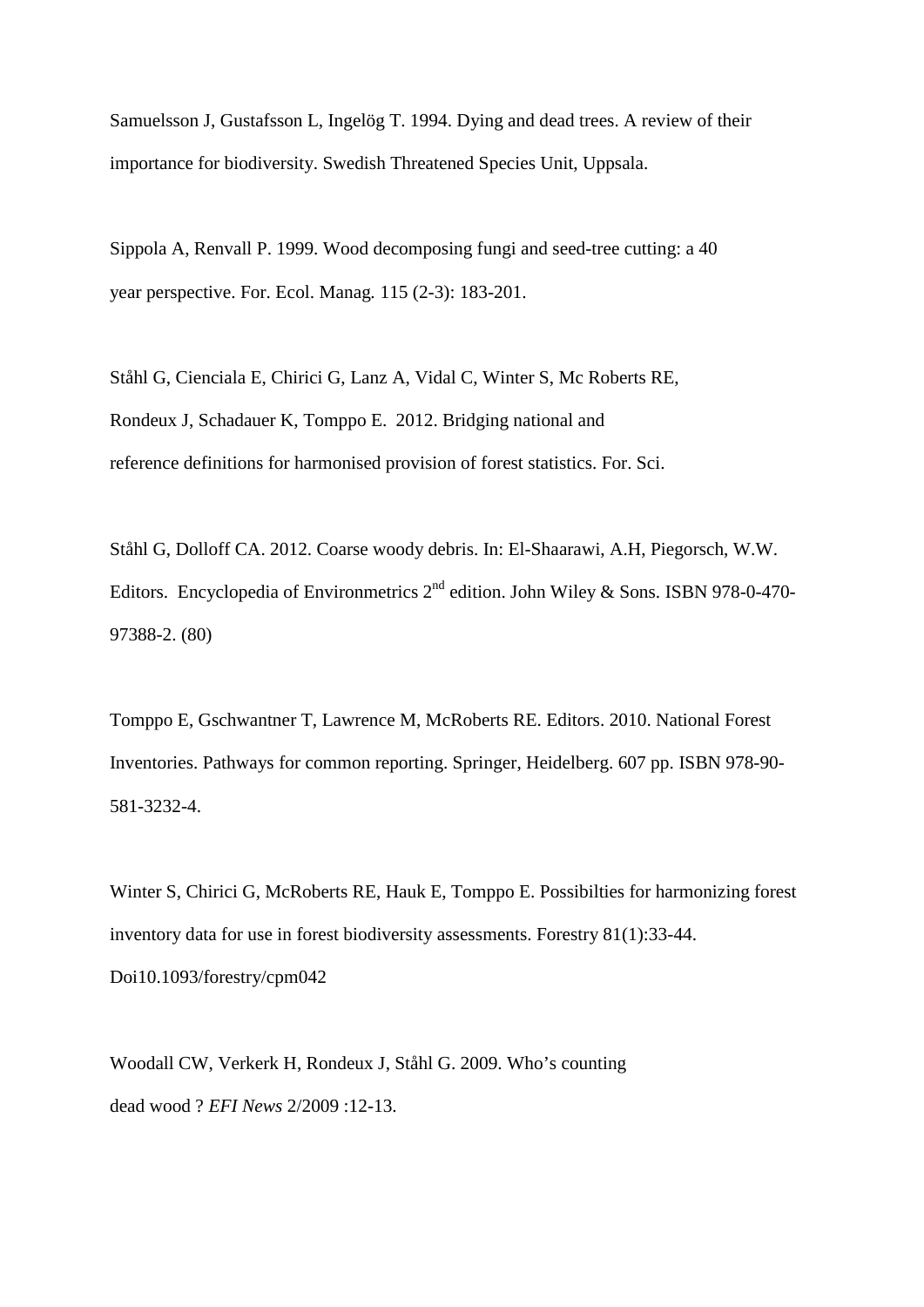Samuelsson J, Gustafsson L, Ingelög T. 1994. Dying and dead trees. A review of their importance for biodiversity. Swedish Threatened Species Unit, Uppsala.

Sippola A, Renvall P. 1999. Wood decomposing fungi and seed-tree cutting: a 40 year perspective. For. Ecol. Manag. 115 (2-3): 183-201.

Ståhl G, Cienciala E, Chirici G, Lanz A, Vidal C, Winter S, Mc Roberts RE, Rondeux J, Schadauer K, Tomppo E. 2012. Bridging national and reference definitions for harmonised provision of forest statistics. For. Sci.

Ståhl G, Dolloff CA. 2012. Coarse woody debris. In: El-Shaarawi, A.H, Piegorsch, W.W. Editors. Encyclopedia of Environmetrics 2nd edition. John Wiley & Sons. ISBN 978-0-470-97388-2. (80)

Tomppo E, Gschwantner T, Lawrence M, McRoberts RE. Editors. 2010. National Forest Inventories. Pathways for common reporting. Springer, Heidelberg. 607 pp. ISBN 978-90-581-3232-4.

Winter S, Chirici G, McRoberts RE, Hauk E, Tomppo E. Possibilties for harmonizing forest inventory data for use in forest biodiversity assessments. Forestry 81(1):33-44. Doi10.1093/forestry/cpm042

Woodall CW, Verkerk H, Rondeux J, Ståhl G. 2009. Who's counting dead wood ? *EFI News* 2/2009 :12-13.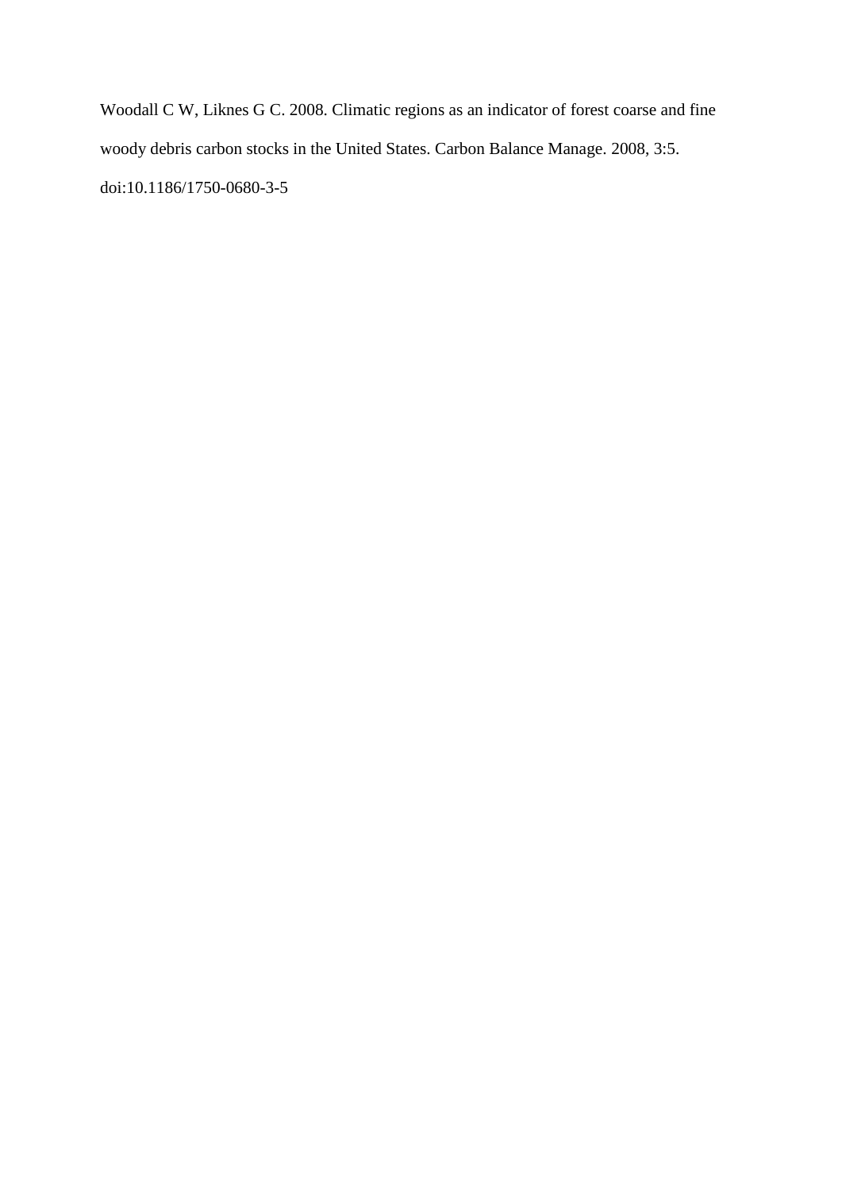Woodall C W, Liknes G C. 2008. Climatic regions as an indicator of forest coarse and fine woody debris carbon stocks in the United States. Carbon Balance Manage. 2008, 3:5. doi:10.1186/1750-0680-3-5